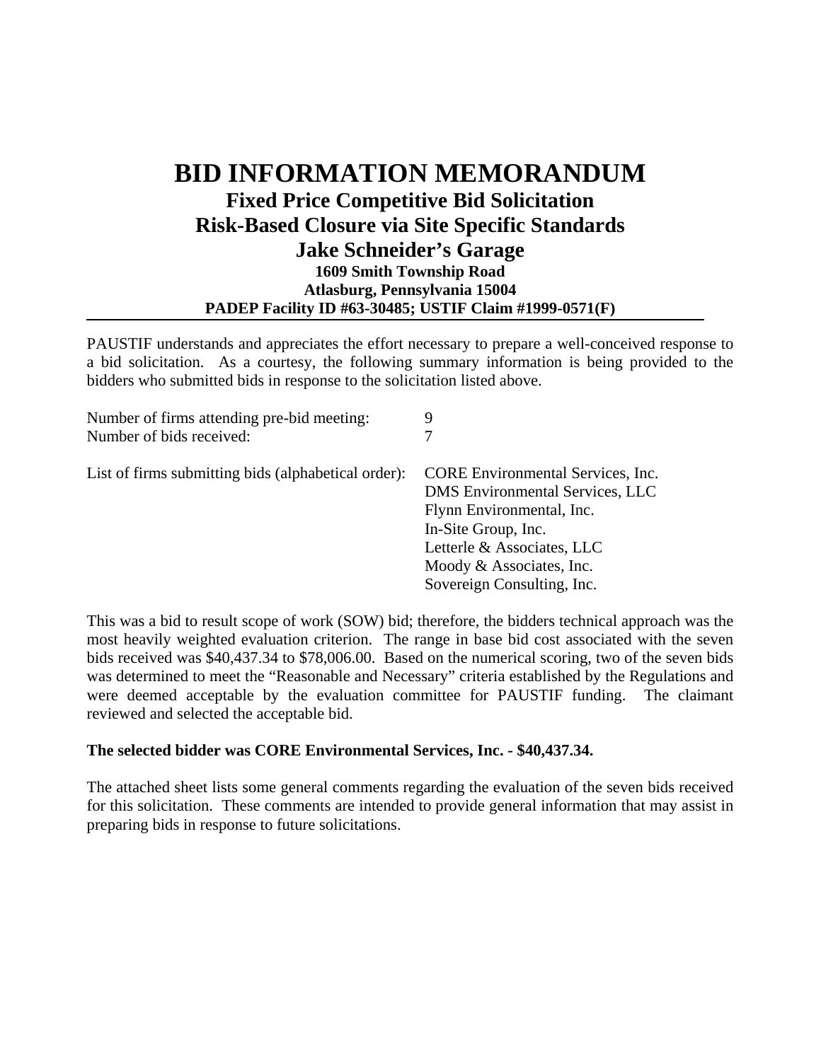# BID INFORMATION MEMORANDUM

## Fixed Price Competitive Bid Solicitation

## Risk-Based Closure via Site Specific Standards

## Jake Schneider's Garage

**1609 Smith Township Road**
**Atlasburg, Pennsylvania 15004**
**PADEP Facility ID #63-30485; USTIF Claim #1999-0571(F)**

---

PAUSTIF understands and appreciates the effort necessary to prepare a well-conceived response to a bid solicitation. As a courtesy, the following summary information is being provided to the bidders who submitted bids in response to the solicitation listed above.

| | |
|---|---|
| Number of firms attending pre-bid meeting: | 9 |
| Number of bids received: | 7 |
| List of firms submitting bids (alphabetical order): | CORE Environmental Services, Inc.<br>DMS Environmental Services, LLC<br>Flynn Environmental, Inc.<br>In-Site Group, Inc.<br>Letterle & Associates, LLC<br>Moody & Associates, Inc.<br>Sovereign Consulting, Inc. |

This was a bid to result scope of work (SOW) bid; therefore, the bidders technical approach was the most heavily weighted evaluation criterion. The range in base bid cost associated with the seven bids received was $40,437.34 to $78,006.00. Based on the numerical scoring, two of the seven bids was determined to meet the "Reasonable and Necessary" criteria established by the Regulations and were deemed acceptable by the evaluation committee for PAUSTIF funding. The claimant reviewed and selected the acceptable bid.

**The selected bidder was CORE Environmental Services, Inc. - $40,437.34.**

The attached sheet lists some general comments regarding the evaluation of the seven bids received for this solicitation. These comments are intended to provide general information that may assist in preparing bids in response to future solicitations.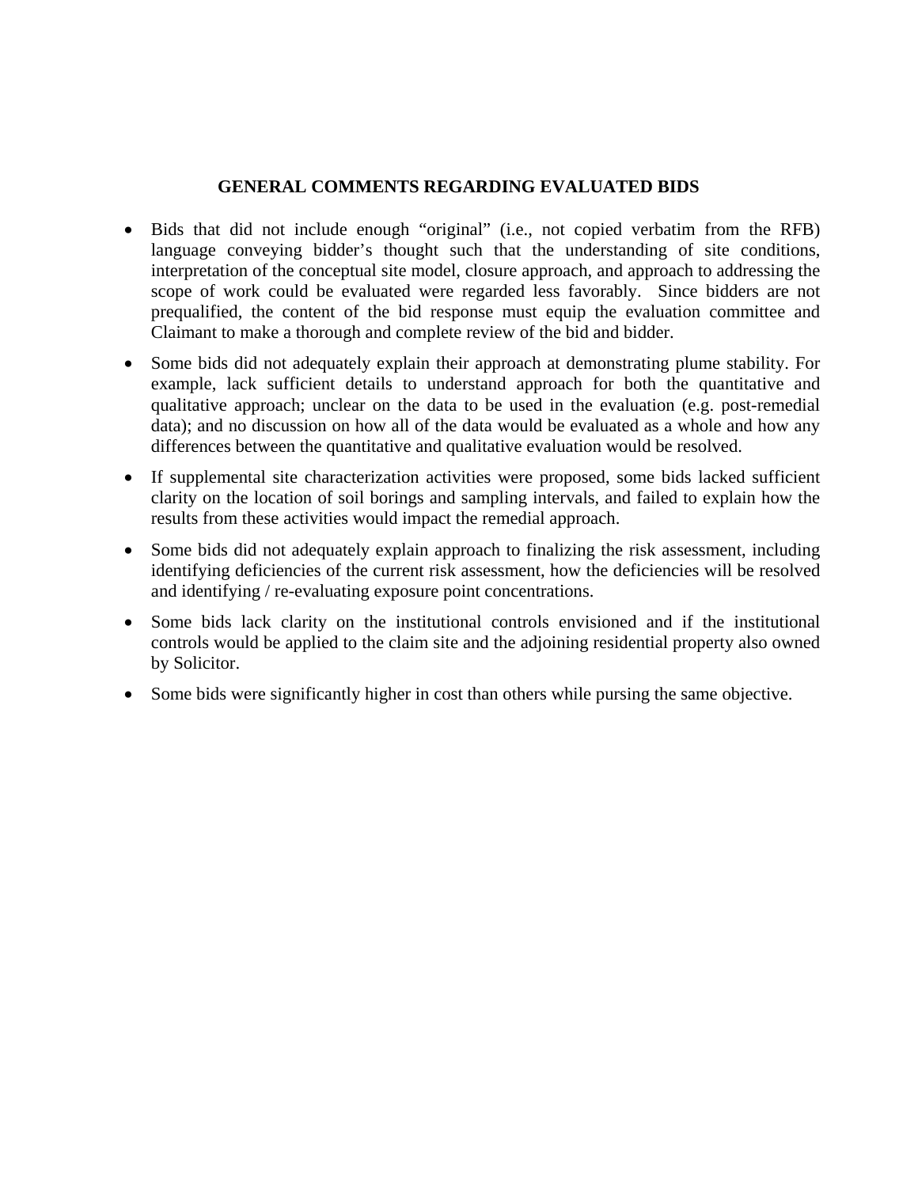## GENERAL COMMENTS REGARDING EVALUATED BIDS

- Bids that did not include enough "original" (i.e., not copied verbatim from the RFB) language conveying bidder's thought such that the understanding of site conditions, interpretation of the conceptual site model, closure approach, and approach to addressing the scope of work could be evaluated were regarded less favorably. Since bidders are not prequalified, the content of the bid response must equip the evaluation committee and Claimant to make a thorough and complete review of the bid and bidder.
- Some bids did not adequately explain their approach at demonstrating plume stability. For example, lack sufficient details to understand approach for both the quantitative and qualitative approach; unclear on the data to be used in the evaluation (e.g. post-remedial data); and no discussion on how all of the data would be evaluated as a whole and how any differences between the quantitative and qualitative evaluation would be resolved.
- If supplemental site characterization activities were proposed, some bids lacked sufficient clarity on the location of soil borings and sampling intervals, and failed to explain how the results from these activities would impact the remedial approach.
- Some bids did not adequately explain approach to finalizing the risk assessment, including identifying deficiencies of the current risk assessment, how the deficiencies will be resolved and identifying / re-evaluating exposure point concentrations.
- Some bids lack clarity on the institutional controls envisioned and if the institutional controls would be applied to the claim site and the adjoining residential property also owned by Solicitor.
- Some bids were significantly higher in cost than others while pursing the same objective.